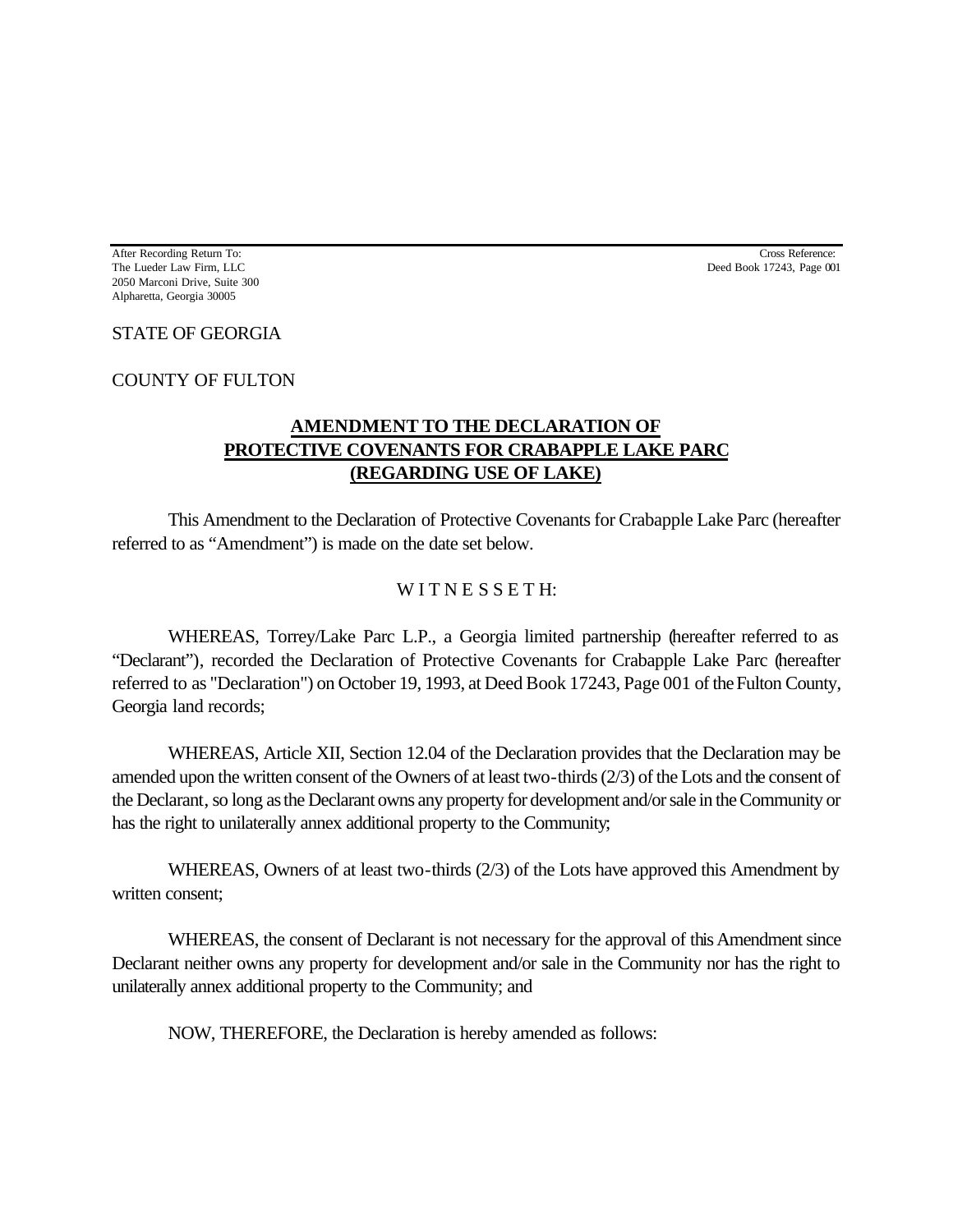After Recording Return To:
The Lueder Law Firm, LLC
2050 Marconi Drive, Suite 300
Alpharetta, Georgia 30005

Cross Reference:
Deed Book 17243, Page 001

STATE OF GEORGIA

COUNTY OF FULTON

# **AMENDMENT TO THE DECLARATION OF PROTECTIVE COVENANTS FOR CRABAPPLE LAKE PARC (REGARDING USE OF LAKE)**

This Amendment to the Declaration of Protective Covenants for Crabapple Lake Parc (hereafter referred to as "Amendment") is made on the date set below.

W I T N E S S E T H:

WHEREAS, Torrey/Lake Parc L.P., a Georgia limited partnership (hereafter referred to as "Declarant"), recorded the Declaration of Protective Covenants for Crabapple Lake Parc (hereafter referred to as "Declaration") on October 19, 1993, at Deed Book 17243, Page 001 of the Fulton County, Georgia land records;

WHEREAS, Article XII, Section 12.04 of the Declaration provides that the Declaration may be amended upon the written consent of the Owners of at least two-thirds (2/3) of the Lots and the consent of the Declarant, so long as the Declarant owns any property for development and/or sale in the Community or has the right to unilaterally annex additional property to the Community;

WHEREAS, Owners of at least two-thirds (2/3) of the Lots have approved this Amendment by written consent;

WHEREAS, the consent of Declarant is not necessary for the approval of this Amendment since Declarant neither owns any property for development and/or sale in the Community nor has the right to unilaterally annex additional property to the Community; and

NOW, THEREFORE, the Declaration is hereby amended as follows: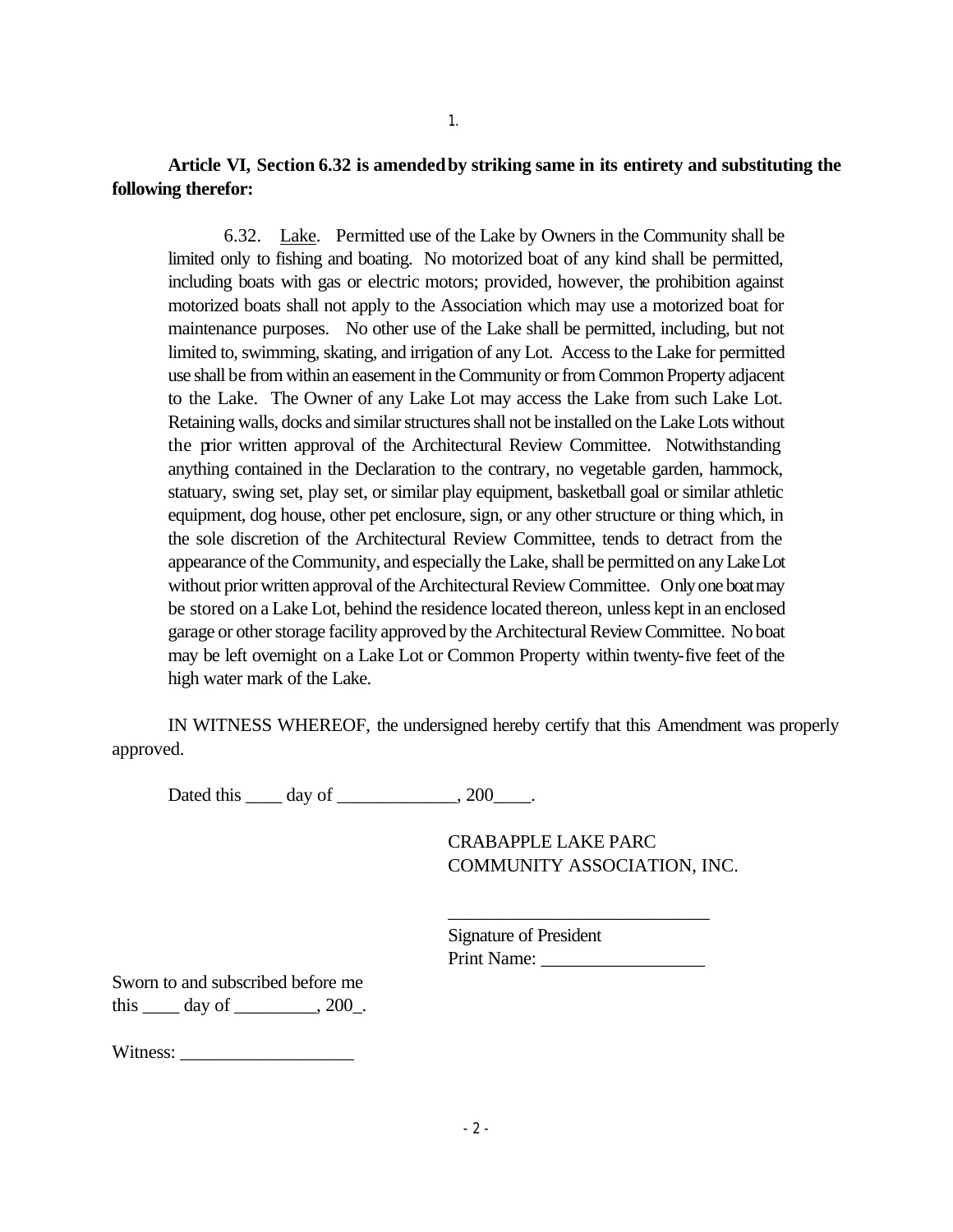1.

**Article VI, Section 6.32 is amended by striking same in its entirety and substituting the following therefor:**

> 6.32. Lake. Permitted use of the Lake by Owners in the Community shall be limited only to fishing and boating. No motorized boat of any kind shall be permitted, including boats with gas or electric motors; provided, however, the prohibition against motorized boats shall not apply to the Association which may use a motorized boat for maintenance purposes. No other use of the Lake shall be permitted, including, but not limited to, swimming, skating, and irrigation of any Lot. Access to the Lake for permitted use shall be from within an easement in the Community or from Common Property adjacent to the Lake. The Owner of any Lake Lot may access the Lake from such Lake Lot. Retaining walls, docks and similar structures shall not be installed on the Lake Lots without the prior written approval of the Architectural Review Committee. Notwithstanding anything contained in the Declaration to the contrary, no vegetable garden, hammock, statuary, swing set, play set, or similar play equipment, basketball goal or similar athletic equipment, dog house, other pet enclosure, sign, or any other structure or thing which, in the sole discretion of the Architectural Review Committee, tends to detract from the appearance of the Community, and especially the Lake, shall be permitted on any Lake Lot without prior written approval of the Architectural Review Committee. Only one boat may be stored on a Lake Lot, behind the residence located thereon, unless kept in an enclosed garage or other storage facility approved by the Architectural Review Committee. No boat may be left overnight on a Lake Lot or Common Property within twenty-five feet of the high water mark of the Lake.

IN WITNESS WHEREOF, the undersigned hereby certify that this Amendment was properly approved.

Dated this ____ day of _____________, 200____.

CRABAPPLE LAKE PARC
COMMUNITY ASSOCIATION, INC.

___________________________
Signature of President
Print Name: _________________

Sworn to and subscribed before me
this ____ day of _________, 200_.

Witness: ___________________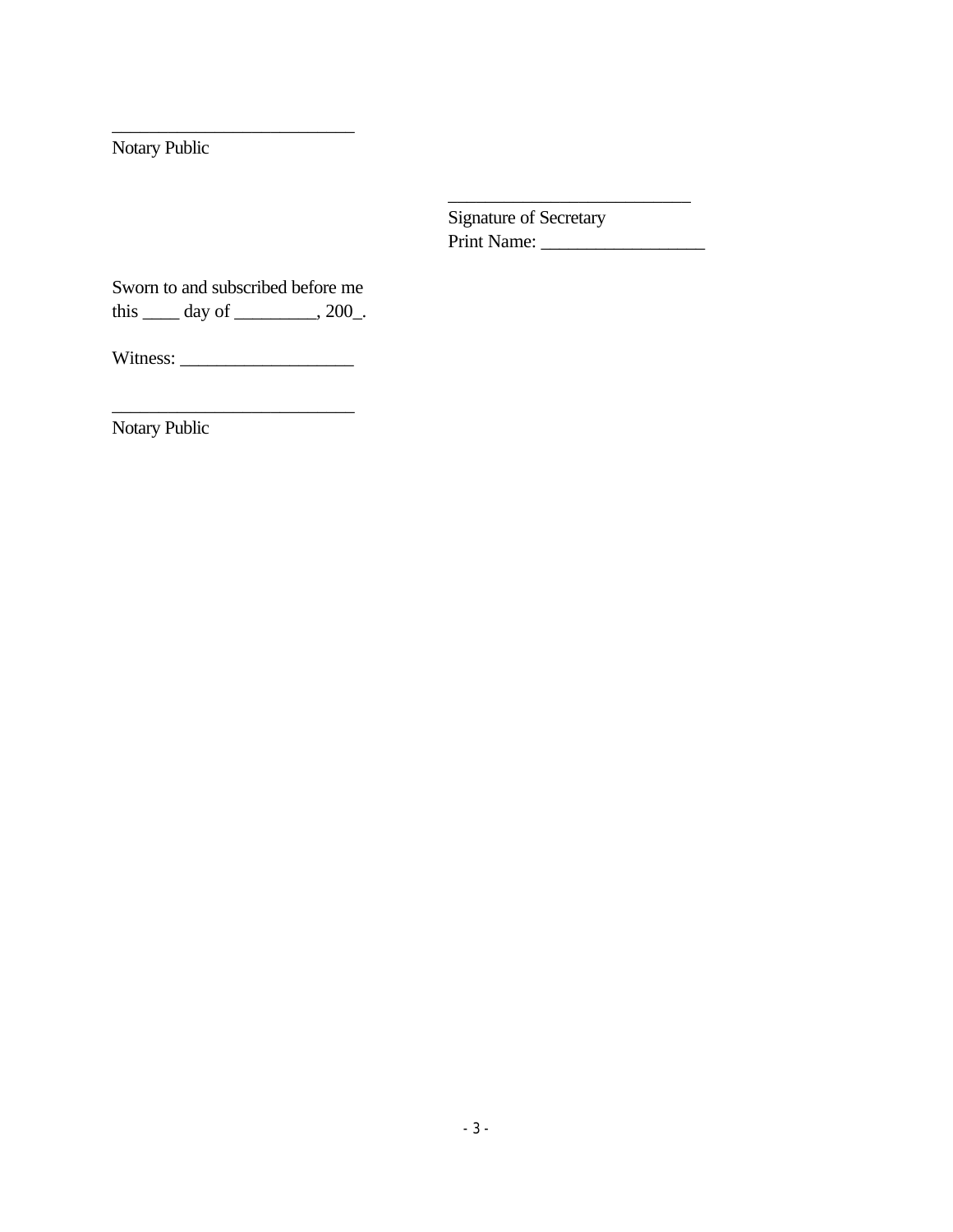\_\_\_\_\_\_\_\_\_\_\_\_\_\_\_\_\_\_\_\_\_\_\_\_\_\_
Notary Public

\_\_\_\_\_\_\_\_\_\_\_\_\_\_\_\_\_\_\_\_\_\_\_\_\_\_
Signature of Secretary
Print Name: \_\_\_\_\_\_\_\_\_\_\_\_\_\_\_\_\_\_

Sworn to and subscribed before me
this \_\_\_\_ day of \_\_\_\_\_\_\_\_\_, 200\_.

Witness: \_\_\_\_\_\_\_\_\_\_\_\_\_\_\_\_\_\_\_

\_\_\_\_\_\_\_\_\_\_\_\_\_\_\_\_\_\_\_\_\_\_\_\_\_\_
Notary Public